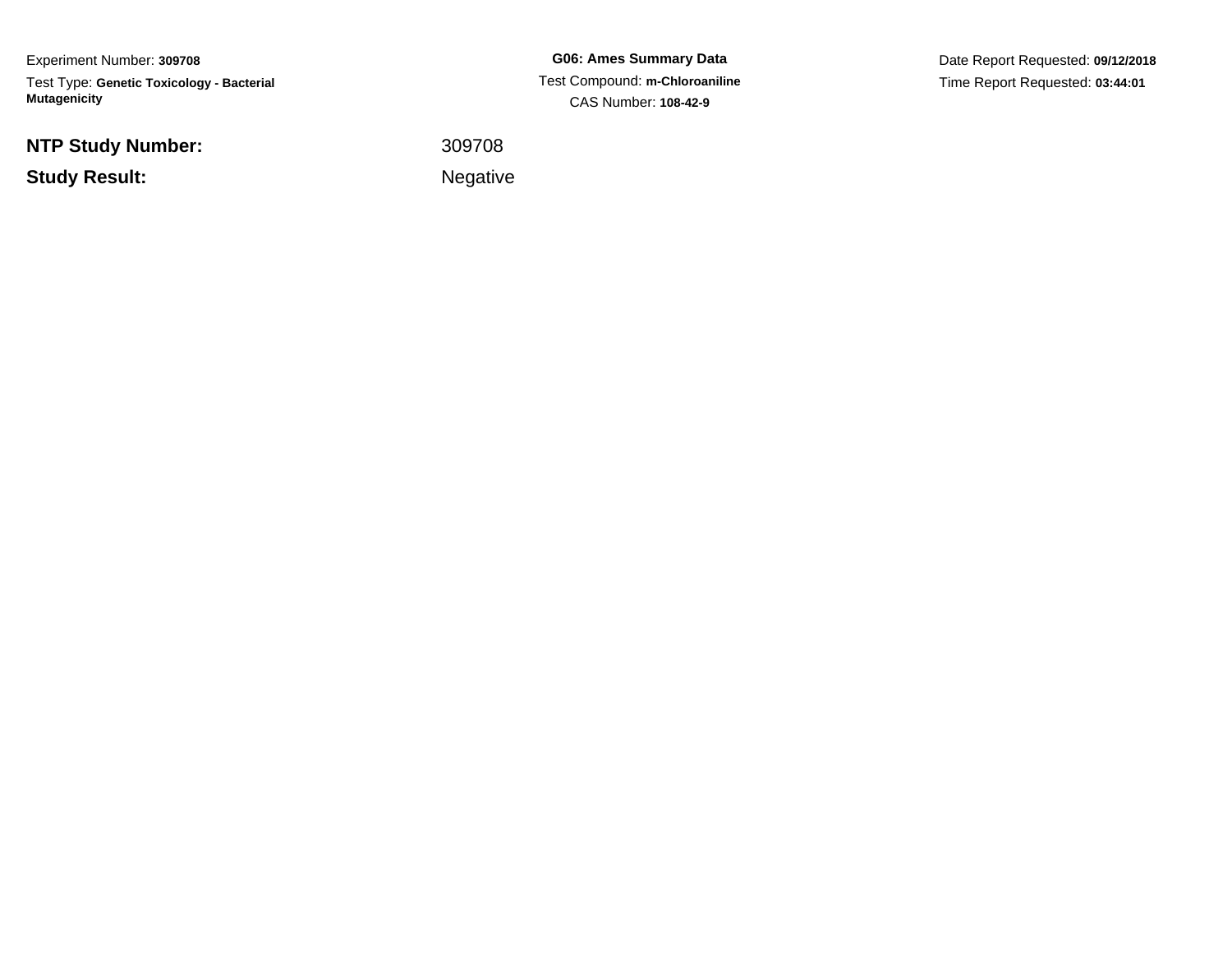Experiment Number: **309708**

Test Type: **Genetic Toxicology - Bacterial Mutagenicity**

**G06: Ames Summary Data**

Test Compound: **m-Chloroaniline**

CAS Number: **108-42-9**

Date Report Requested: **09/12/2018**

Time Report Requested: **03:44:01**

| | |
|---|---|
| **NTP Study Number:** | 309708 |
| **Study Result:** | Negative |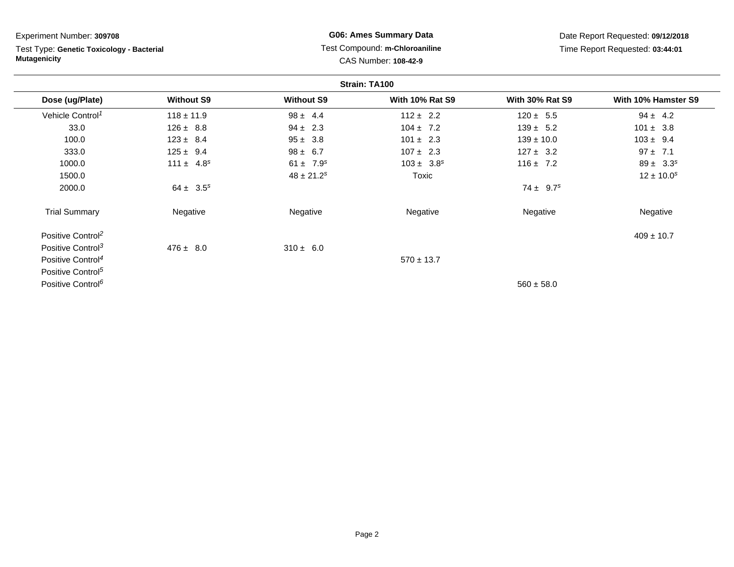Experiment Number: **309708**

Test Type: **Genetic Toxicology - Bacterial Mutagenicity**

**G06: Ames Summary Data**

Test Compound: **m-Chloroaniline**

CAS Number: **108-42-9**

Date Report Requested: **09/12/2018**

Time Report Requested: **03:44:01**

**Strain: TA100**

| Dose (ug/Plate) | Without S9 | Without S9 | With 10% Rat S9 | With 30% Rat S9 | With 10% Hamster S9 |
|---|---|---|---|---|---|
| Vehicle Control[1] | 118 ± 11.9 | 98 ± 4.4 | 112 ± 2.2 | 120 ± 5.5 | 94 ± 4.2 |
| 33.0 | 126 ± 8.8 | 94 ± 2.3 | 104 ± 7.2 | 139 ± 5.2 | 101 ± 3.8 |
| 100.0 | 123 ± 8.4 | 95 ± 3.8 | 101 ± 2.3 | 139 ± 10.0 | 103 ± 9.4 |
| 333.0 | 125 ± 9.4 | 98 ± 6.7 | 107 ± 2.3 | 127 ± 3.2 | 97 ± 7.1 |
| 1000.0 | 111 ± 4.8[s] | 61 ± 7.9[s] | 103 ± 3.8[s] | 116 ± 7.2 | 89 ± 3.3[s] |
| 1500.0 | | 48 ± 21.2[s] | Toxic | | 12 ± 10.0[s] |
| 2000.0 | 64 ± 3.5[s] | | | 74 ± 9.7[s] | |
| Trial Summary | Negative | Negative | Negative | Negative | Negative |
| Positive Control[2] | | | | | 409 ± 10.7 |
| Positive Control[3] | 476 ± 8.0 | 310 ± 6.0 | | | |
| Positive Control[4] | | | 570 ± 13.7 | | |
| Positive Control[5] | | | | | |
| Positive Control[6] | | | | 560 ± 58.0 | |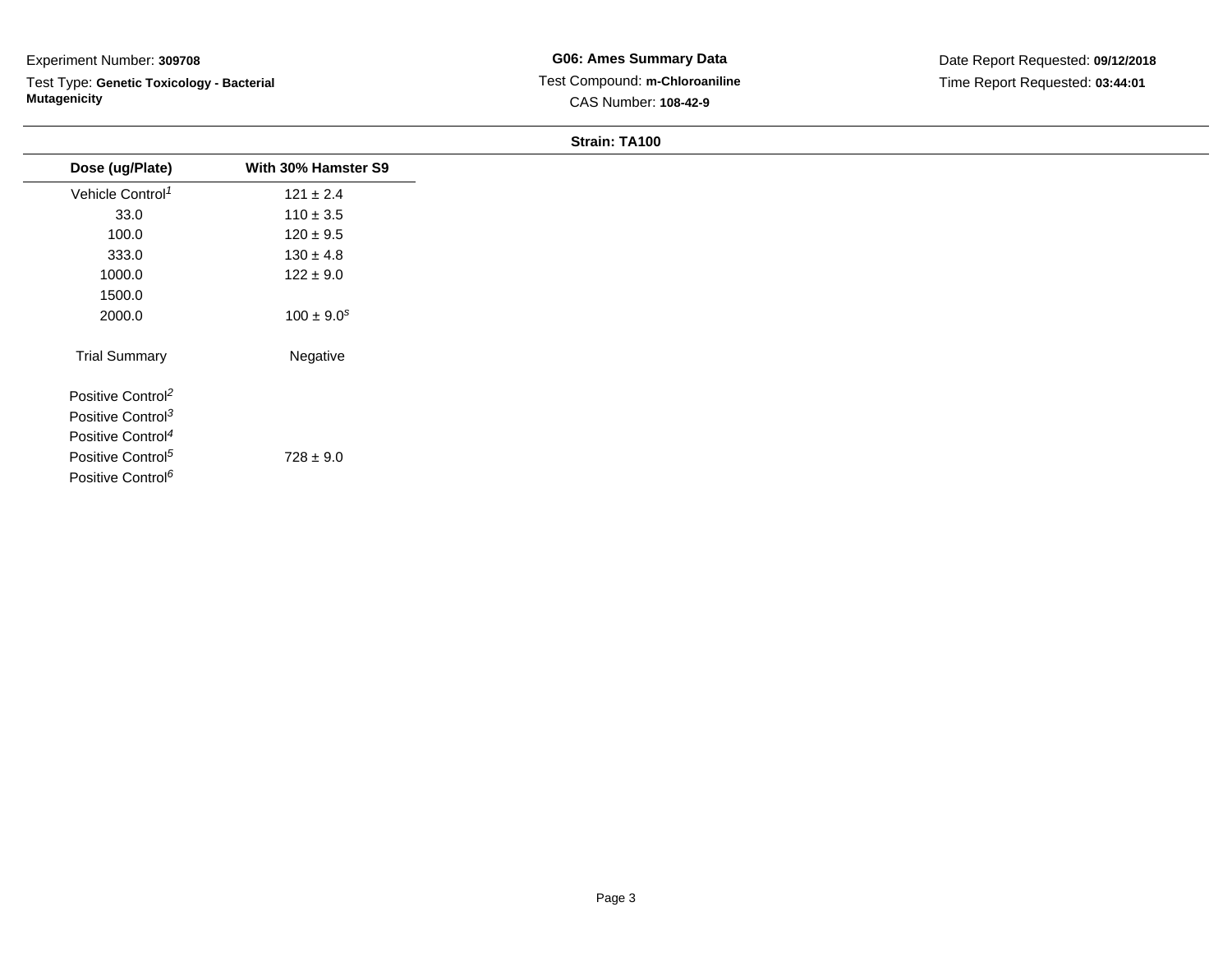Experiment Number: **309708**

Test Type: **Genetic Toxicology - Bacterial Mutagenicity**

**G06: Ames Summary Data**

Test Compound: **m-Chloroaniline**

CAS Number: **108-42-9**

Date Report Requested: **09/12/2018**

Time Report Requested: **03:44:01**

**Strain: TA100**

| Dose (ug/Plate) | With 30% Hamster S9 |
|---|---|
| Vehicle Control[1] | 121 ± 2.4 |
| 33.0 | 110 ± 3.5 |
| 100.0 | 120 ± 9.5 |
| 333.0 | 130 ± 4.8 |
| 1000.0 | 122 ± 9.0 |
| 1500.0 | |
| 2000.0 | 100 ± 9.0[s] |
| Trial Summary | Negative |
| Positive Control[2] | |
| Positive Control[3] | |
| Positive Control[4] | |
| Positive Control[5] | 728 ± 9.0 |
| Positive Control[6] | |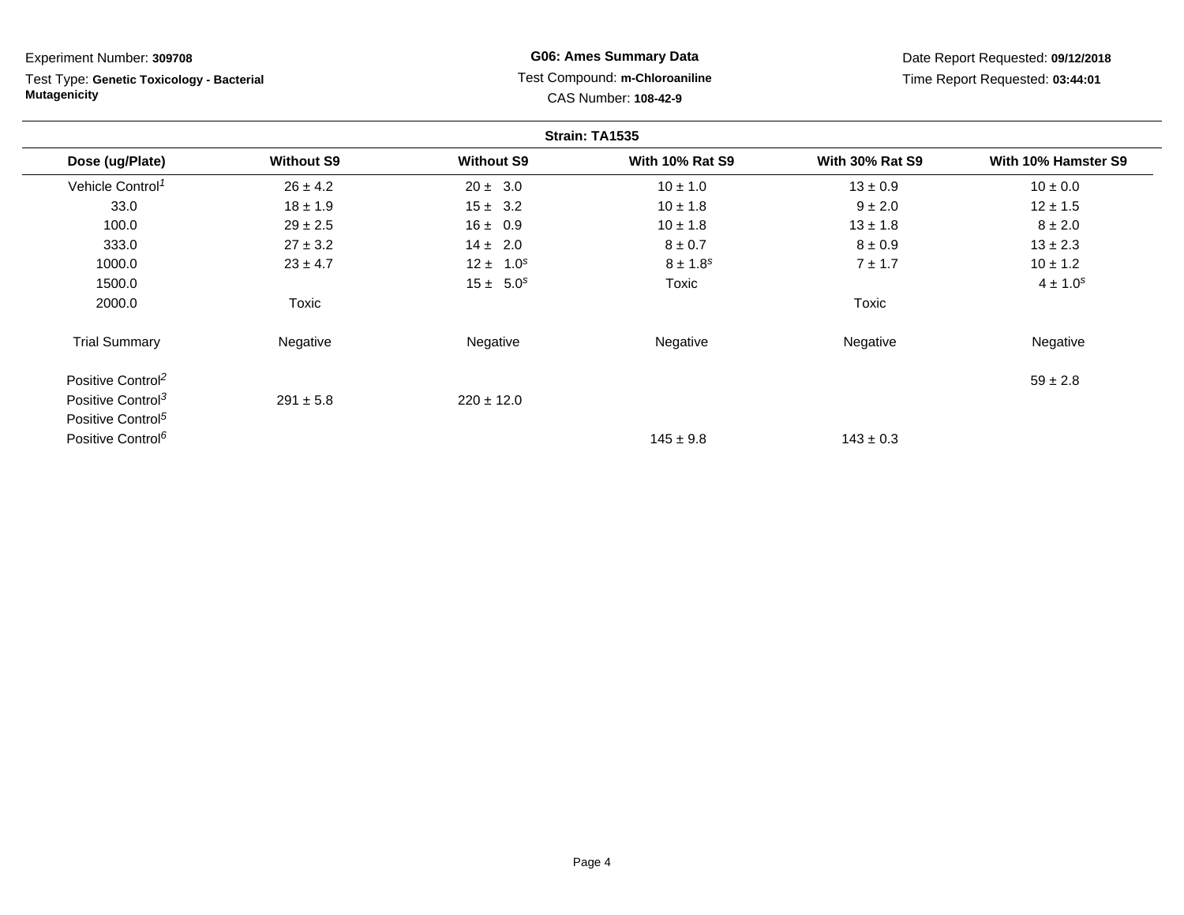Experiment Number: **309708**

Test Type: **Genetic Toxicology - Bacterial Mutagenicity**

**G06: Ames Summary Data**

Test Compound: **m-Chloroaniline**

CAS Number: **108-42-9**

Date Report Requested: **09/12/2018**

Time Report Requested: **03:44:01**

**Strain: TA1535**

| Dose (ug/Plate) | Without S9 | Without S9 | With 10% Rat S9 | With 30% Rat S9 | With 10% Hamster S9 |
|---|---|---|---|---|---|
| Vehicle Control[1] | 26 ± 4.2 | 20 ± 3.0 | 10 ± 1.0 | 13 ± 0.9 | 10 ± 0.0 |
| 33.0 | 18 ± 1.9 | 15 ± 3.2 | 10 ± 1.8 | 9 ± 2.0 | 12 ± 1.5 |
| 100.0 | 29 ± 2.5 | 16 ± 0.9 | 10 ± 1.8 | 13 ± 1.8 | 8 ± 2.0 |
| 333.0 | 27 ± 3.2 | 14 ± 2.0 | 8 ± 0.7 | 8 ± 0.9 | 13 ± 2.3 |
| 1000.0 | 23 ± 4.7 | 12 ± 1.0[s] | 8 ± 1.8[s] | 7 ± 1.7 | 10 ± 1.2 |
| 1500.0 | | 15 ± 5.0[s] | Toxic | | 4 ± 1.0[s] |
| 2000.0 | Toxic | | | Toxic | |
| Trial Summary | Negative | Negative | Negative | Negative | Negative |
| Positive Control[2] | | | | | 59 ± 2.8 |
| Positive Control[3] | 291 ± 5.8 | 220 ± 12.0 | | | |
| Positive Control[5] | | | | | |
| Positive Control[6] | | | 145 ± 9.8 | 143 ± 0.3 | |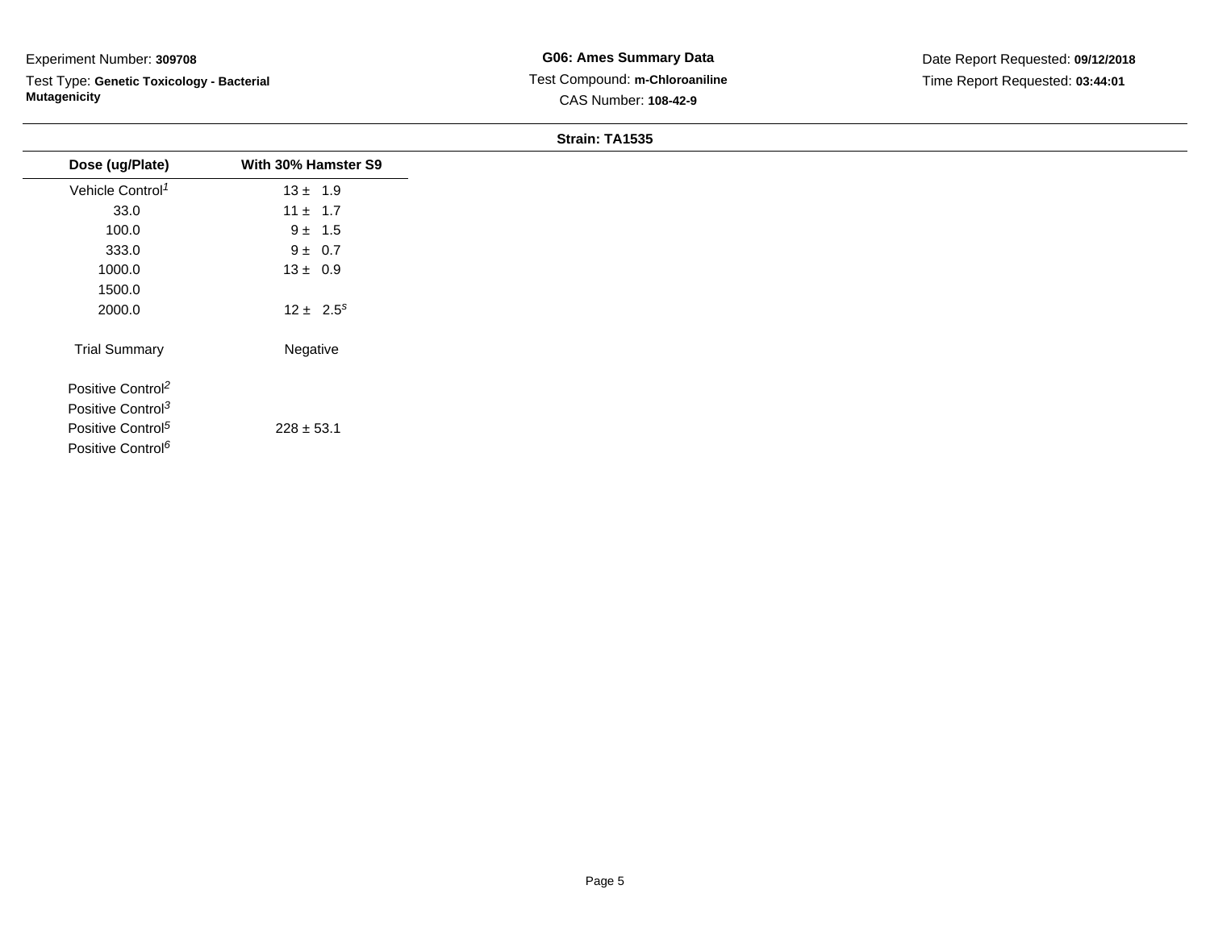Experiment Number: **309708**

Test Type: **Genetic Toxicology - Bacterial Mutagenicity**

**G06: Ames Summary Data**

Test Compound: **m-Chloroaniline**

CAS Number: **108-42-9**

Date Report Requested: **09/12/2018**

Time Report Requested: **03:44:01**

**Strain: TA1535**

| Dose (ug/Plate) | With 30% Hamster S9 |
|---|---|
| Vehicle Control[1] | 13 ± 1.9 |
| 33.0 | 11 ± 1.7 |
| 100.0 | 9 ± 1.5 |
| 333.0 | 9 ± 0.7 |
| 1000.0 | 13 ± 0.9 |
| 1500.0 | |
| 2000.0 | 12 ± 2.5[s] |
| Trial Summary | Negative |
| Positive Control[2] | |
| Positive Control[3] | |
| Positive Control[5] | 228 ± 53.1 |
| Positive Control[6] | |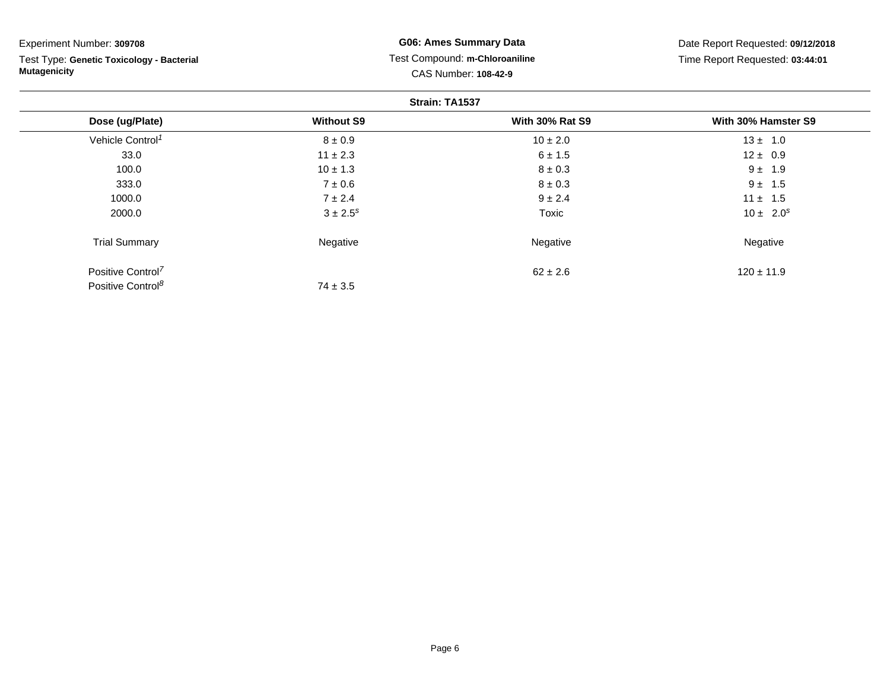Experiment Number: **309708**

Test Type: **Genetic Toxicology - Bacterial Mutagenicity**

**G06: Ames Summary Data**

Test Compound: **m-Chloroaniline**

CAS Number: **108-42-9**

Date Report Requested: **09/12/2018**

Time Report Requested: **03:44:01**

**Strain: TA1537**

| Dose (ug/Plate) | Without S9 | With 30% Rat S9 | With 30% Hamster S9 |
|---|---|---|---|
| Vehicle Control[1] | 8 ± 0.9 | 10 ± 2.0 | 13 ± 1.0 |
| 33.0 | 11 ± 2.3 | 6 ± 1.5 | 12 ± 0.9 |
| 100.0 | 10 ± 1.3 | 8 ± 0.3 | 9 ± 1.9 |
| 333.0 | 7 ± 0.6 | 8 ± 0.3 | 9 ± 1.5 |
| 1000.0 | 7 ± 2.4 | 9 ± 2.4 | 11 ± 1.5 |
| 2000.0 | 3 ± 2.5[s] | Toxic | 10 ± 2.0[s] |
| Trial Summary | Negative | Negative | Negative |
| Positive Control[7] | | 62 ± 2.6 | 120 ± 11.9 |
| Positive Control[8] | 74 ± 3.5 | | |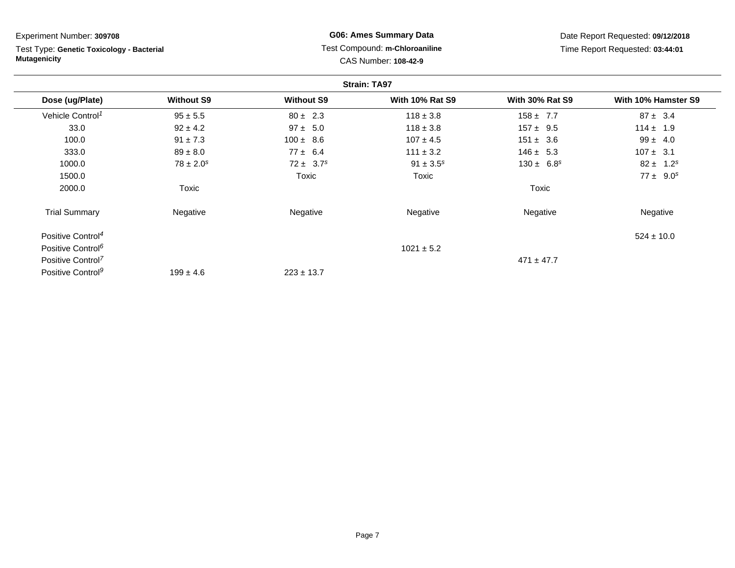Experiment Number: **309708**

Test Type: **Genetic Toxicology - Bacterial Mutagenicity**

**G06: Ames Summary Data**

Test Compound: **m-Chloroaniline**

CAS Number: **108-42-9**

Date Report Requested: **09/12/2018**

Time Report Requested: **03:44:01**

**Strain: TA97**

| Dose (ug/Plate) | Without S9 | Without S9 | With 10% Rat S9 | With 30% Rat S9 | With 10% Hamster S9 |
|---|---|---|---|---|---|
| Vehicle Control[1] | 95 ± 5.5 | 80 ± 2.3 | 118 ± 3.8 | 158 ± 7.7 | 87 ± 3.4 |
| 33.0 | 92 ± 4.2 | 97 ± 5.0 | 118 ± 3.8 | 157 ± 9.5 | 114 ± 1.9 |
| 100.0 | 91 ± 7.3 | 100 ± 8.6 | 107 ± 4.5 | 151 ± 3.6 | 99 ± 4.0 |
| 333.0 | 89 ± 8.0 | 77 ± 6.4 | 111 ± 3.2 | 146 ± 5.3 | 107 ± 3.1 |
| 1000.0 | 78 ± 2.0[s] | 72 ± 3.7[s] | 91 ± 3.5[s] | 130 ± 6.8[s] | 82 ± 1.2[s] |
| 1500.0 | | Toxic | Toxic | | 77 ± 9.0[s] |
| 2000.0 | Toxic | | | Toxic | |
| Trial Summary | Negative | Negative | Negative | Negative | Negative |
| Positive Control[4] | | | | | 524 ± 10.0 |
| Positive Control[6] | | | 1021 ± 5.2 | | |
| Positive Control[7] | | | | 471 ± 47.7 | |
| Positive Control[9] | 199 ± 4.6 | 223 ± 13.7 | | | |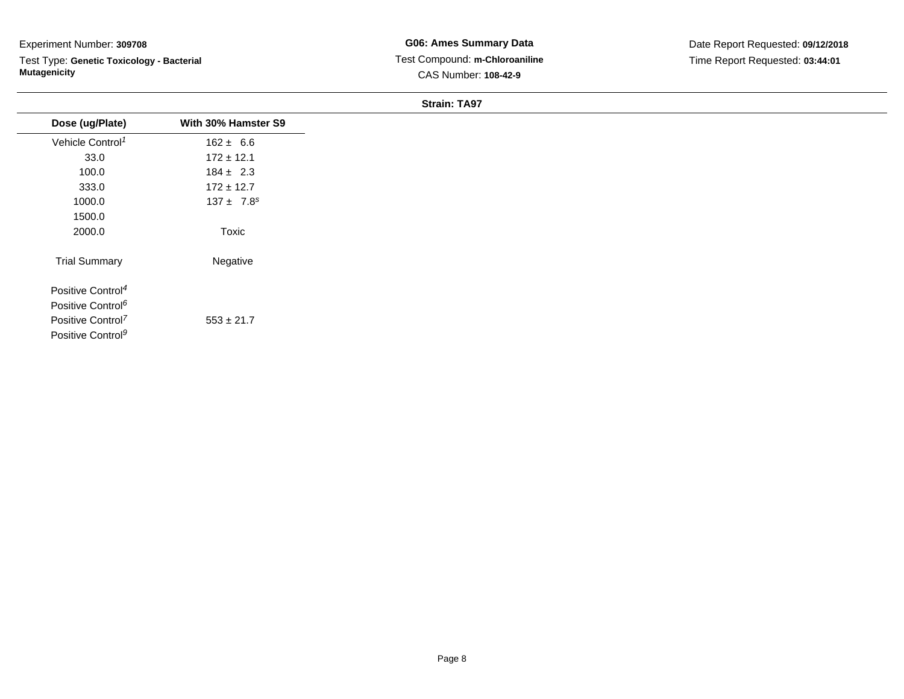Experiment Number: **309708**

Test Type: **Genetic Toxicology - Bacterial Mutagenicity**

**G06: Ames Summary Data**

Test Compound: **m-Chloroaniline**

CAS Number: **108-42-9**

Date Report Requested: **09/12/2018**

Time Report Requested: **03:44:01**

**Strain: TA97**

| Dose (ug/Plate) | With 30% Hamster S9 |
| --- | --- |
| Vehicle Control[1] | 162 ± 6.6 |
| 33.0 | 172 ± 12.1 |
| 100.0 | 184 ± 2.3 |
| 333.0 | 172 ± 12.7 |
| 1000.0 | 137 ± 7.8[s] |
| 1500.0 | |
| 2000.0 | Toxic |
| Trial Summary | Negative |
| Positive Control[4] | |
| Positive Control[6] | |
| Positive Control[7] | 553 ± 21.7 |
| Positive Control[9] | |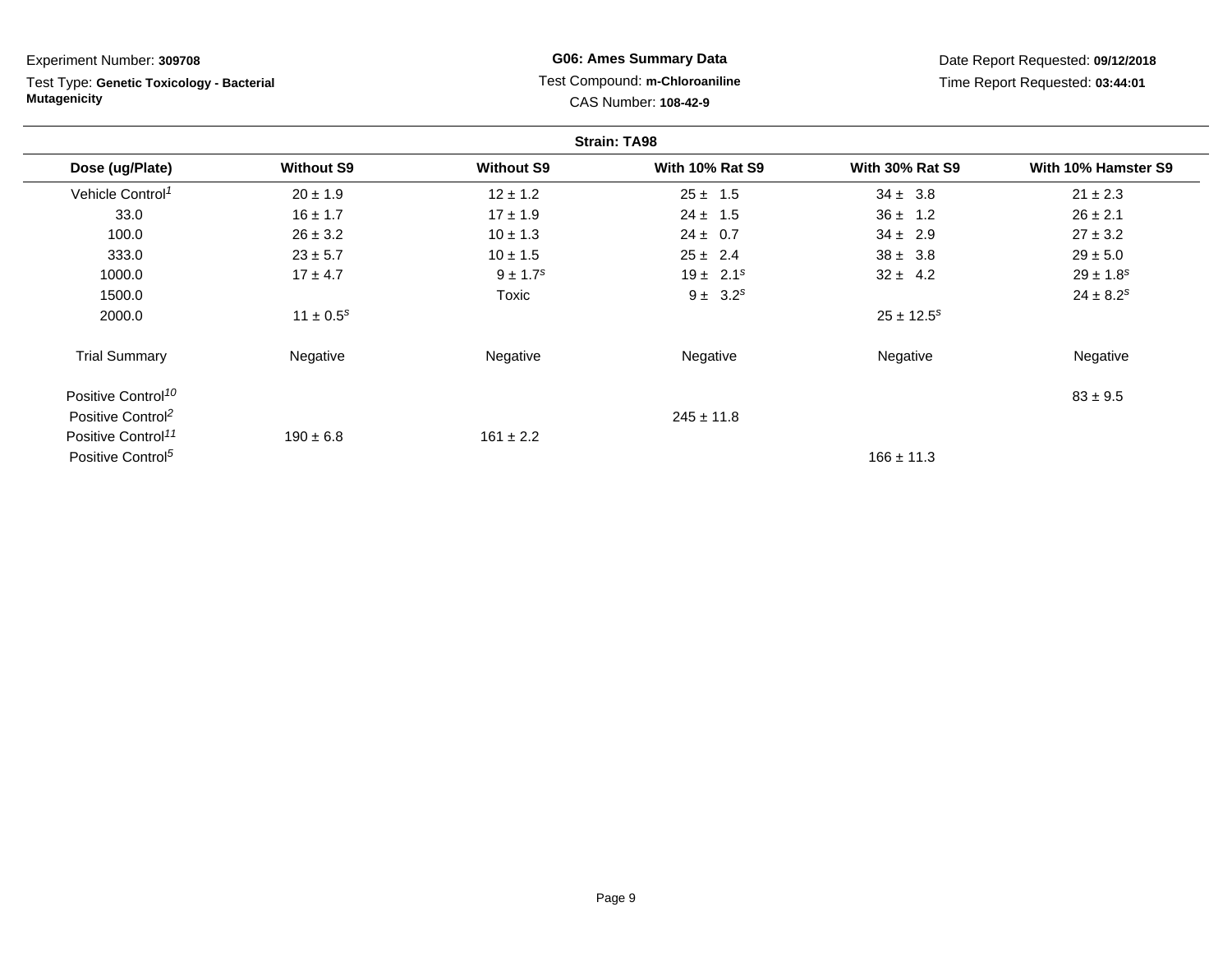Experiment Number: **309708**

Test Type: **Genetic Toxicology - Bacterial Mutagenicity**

**G06: Ames Summary Data**

Test Compound: **m-Chloroaniline**

CAS Number: **108-42-9**

Date Report Requested: **09/12/2018**

Time Report Requested: **03:44:01**

**Strain: TA98**

| Dose (ug/Plate) | Without S9 | Without S9 | With 10% Rat S9 | With 30% Rat S9 | With 10% Hamster S9 |
|---|---|---|---|---|---|
| Vehicle Control[1] | 20 ± 1.9 | 12 ± 1.2 | 25 ± 1.5 | 34 ± 3.8 | 21 ± 2.3 |
| 33.0 | 16 ± 1.7 | 17 ± 1.9 | 24 ± 1.5 | 36 ± 1.2 | 26 ± 2.1 |
| 100.0 | 26 ± 3.2 | 10 ± 1.3 | 24 ± 0.7 | 34 ± 2.9 | 27 ± 3.2 |
| 333.0 | 23 ± 5.7 | 10 ± 1.5 | 25 ± 2.4 | 38 ± 3.8 | 29 ± 5.0 |
| 1000.0 | 17 ± 4.7 | 9 ± 1.7[s] | 19 ± 2.1[s] | 32 ± 4.2 | 29 ± 1.8[s] |
| 1500.0 | | Toxic | 9 ± 3.2[s] | | 24 ± 8.2[s] |
| 2000.0 | 11 ± 0.5[s] | | | 25 ± 12.5[s] | |
| Trial Summary | Negative | Negative | Negative | Negative | Negative |
| Positive Control[10] | | | | | 83 ± 9.5 |
| Positive Control[2] | | | 245 ± 11.8 | | |
| Positive Control[11] | 190 ± 6.8 | 161 ± 2.2 | | | |
| Positive Control[5] | | | | 166 ± 11.3 | |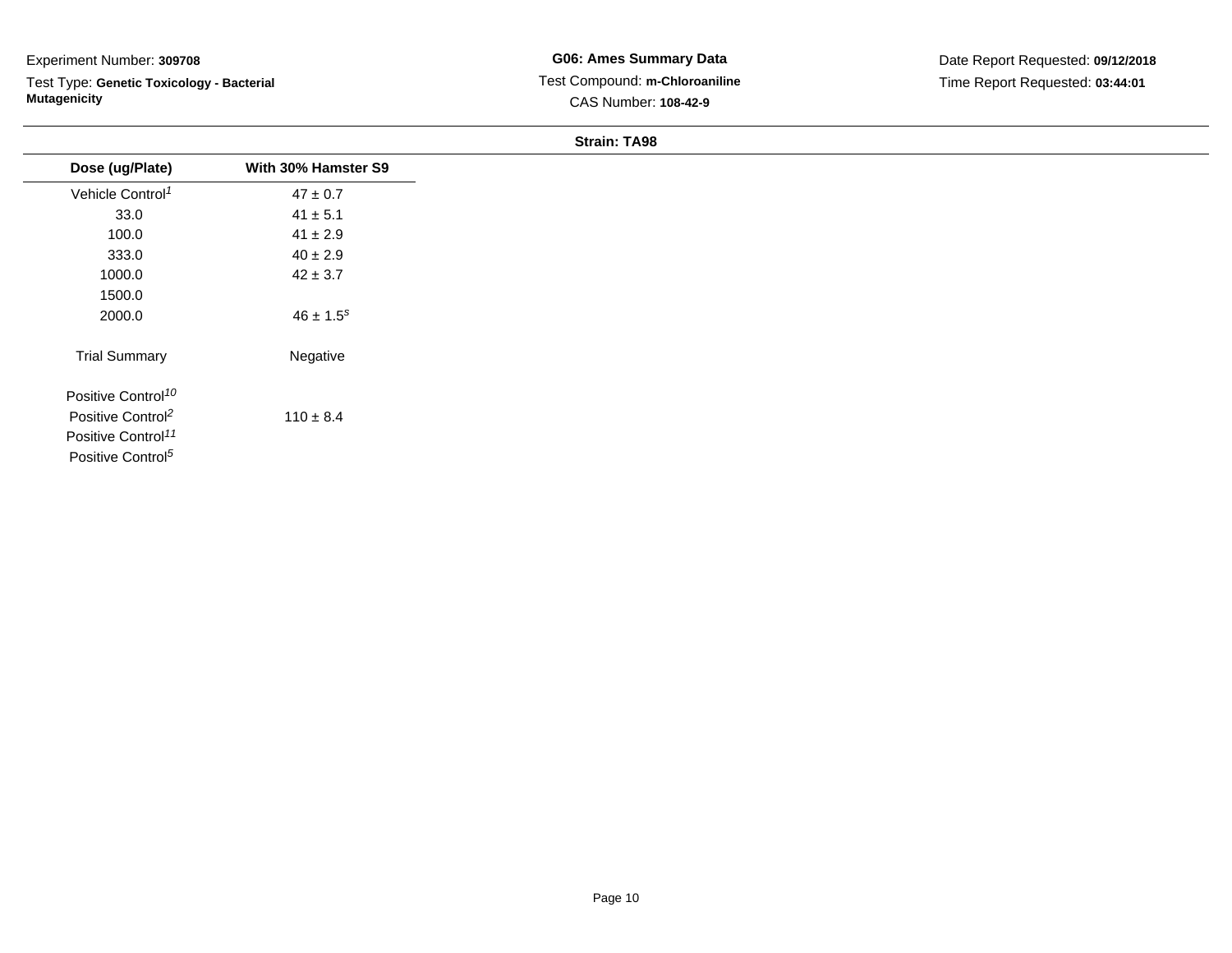Experiment Number: **309708**

Test Type: **Genetic Toxicology - Bacterial Mutagenicity**

**G06: Ames Summary Data**

Test Compound: **m-Chloroaniline**

CAS Number: **108-42-9**

Date Report Requested: **09/12/2018**

Time Report Requested: **03:44:01**

**Strain: TA98**

| Dose (ug/Plate) | With 30% Hamster S9 |
|---|---|
| Vehicle Control[1] | 47 ± 0.7 |
| 33.0 | 41 ± 5.1 |
| 100.0 | 41 ± 2.9 |
| 333.0 | 40 ± 2.9 |
| 1000.0 | 42 ± 3.7 |
| 1500.0 | |
| 2000.0 | 46 ± 1.5[s] |
| Trial Summary | Negative |
| Positive Control[10] | |
| Positive Control[2] | 110 ± 8.4 |
| Positive Control[11] | |
| Positive Control[5] | |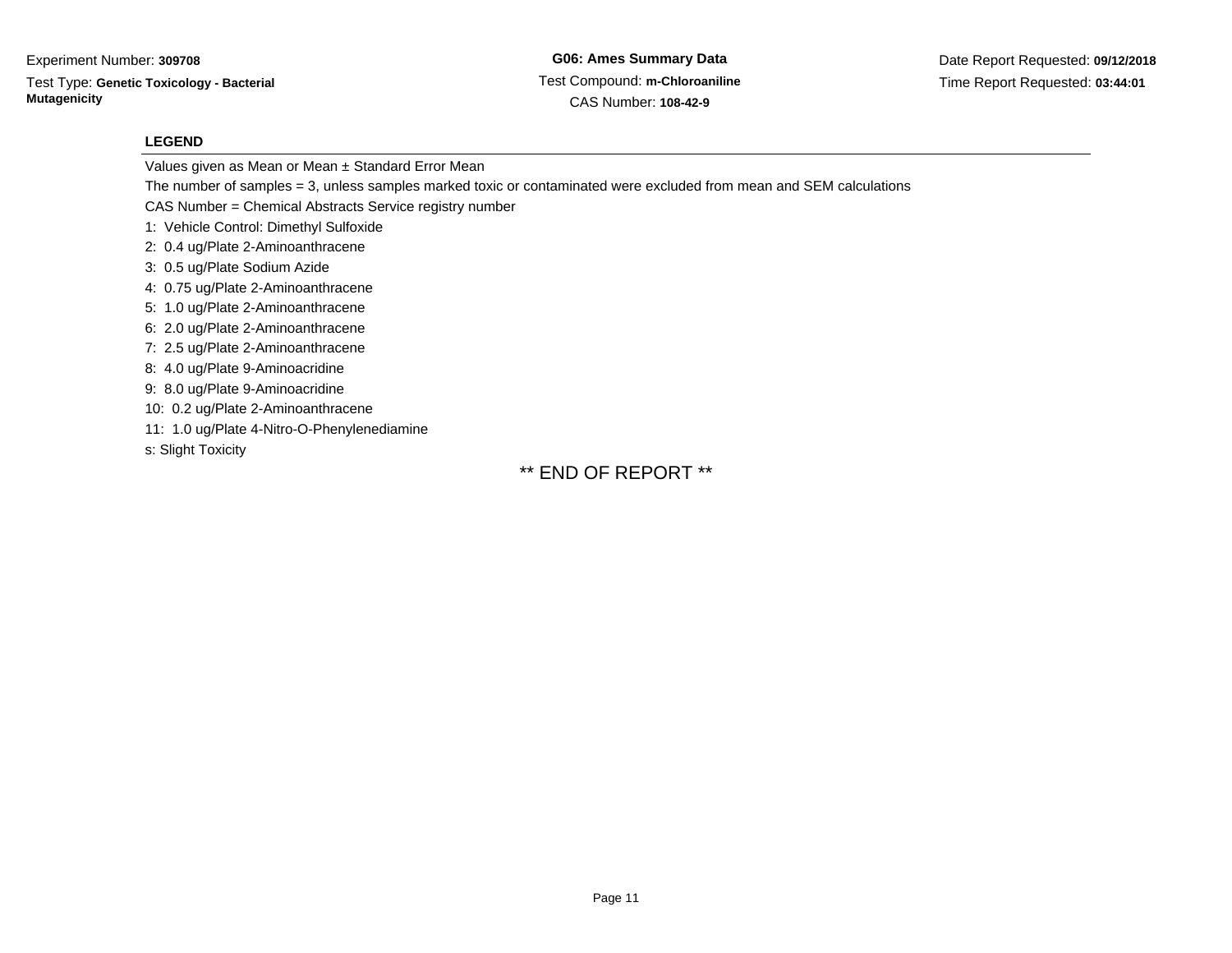### LEGEND

Values given as Mean or Mean ± Standard Error Mean

The number of samples = 3, unless samples marked toxic or contaminated were excluded from mean and SEM calculations

CAS Number = Chemical Abstracts Service registry number

1: Vehicle Control: Dimethyl Sulfoxide

2: 0.4 ug/Plate 2-Aminoanthracene

3: 0.5 ug/Plate Sodium Azide

4: 0.75 ug/Plate 2-Aminoanthracene

5: 1.0 ug/Plate 2-Aminoanthracene

6: 2.0 ug/Plate 2-Aminoanthracene

7: 2.5 ug/Plate 2-Aminoanthracene

8: 4.0 ug/Plate 9-Aminoacridine

9: 8.0 ug/Plate 9-Aminoacridine

10: 0.2 ug/Plate 2-Aminoanthracene

11: 1.0 ug/Plate 4-Nitro-O-Phenylenediamine

s: Slight Toxicity

** END OF REPORT **